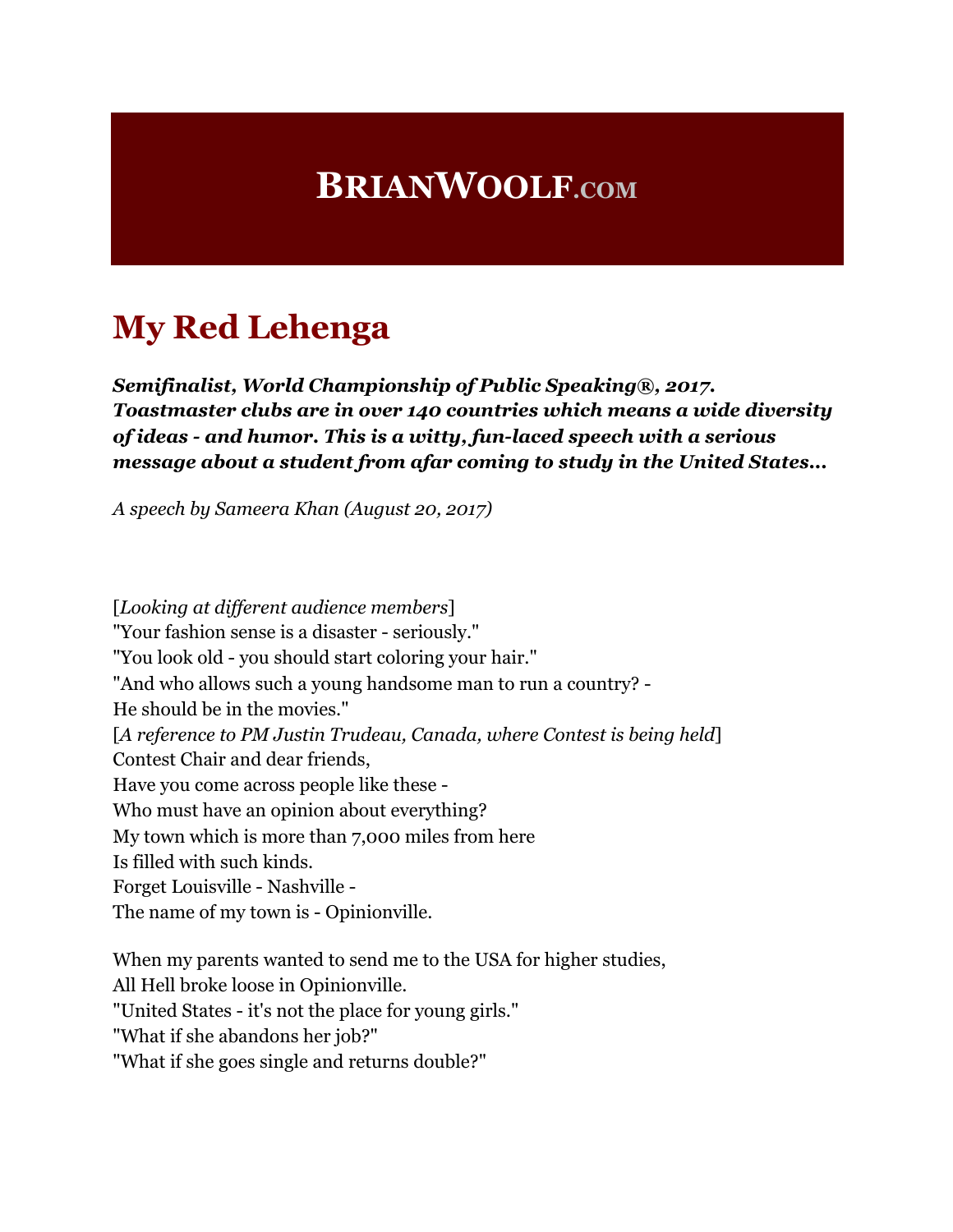# BRIANWOOLF.COM

## My Red Lehenga

***Semifinalist, World Championship of Public Speaking®, 2017. Toastmaster clubs are in over 140 countries which means a wide diversity of ideas - and humor. This is a witty, fun-laced speech with a serious message about a student from afar coming to study in the United States...***

*A speech by Sameera Khan (August 20, 2017)*

[*Looking at different audience members*]
"Your fashion sense is a disaster - seriously."
"You look old - you should start coloring your hair."
"And who allows such a young handsome man to run a country? -
He should be in the movies."
[*A reference to PM Justin Trudeau, Canada, where Contest is being held*]
Contest Chair and dear friends,
Have you come across people like these -
Who must have an opinion about everything?
My town which is more than 7,000 miles from here
Is filled with such kinds.
Forget Louisville - Nashville -
The name of my town is - Opinionville.

When my parents wanted to send me to the USA for higher studies,
All Hell broke loose in Opinionville.
"United States - it's not the place for young girls."
"What if she abandons her job?"
"What if she goes single and returns double?"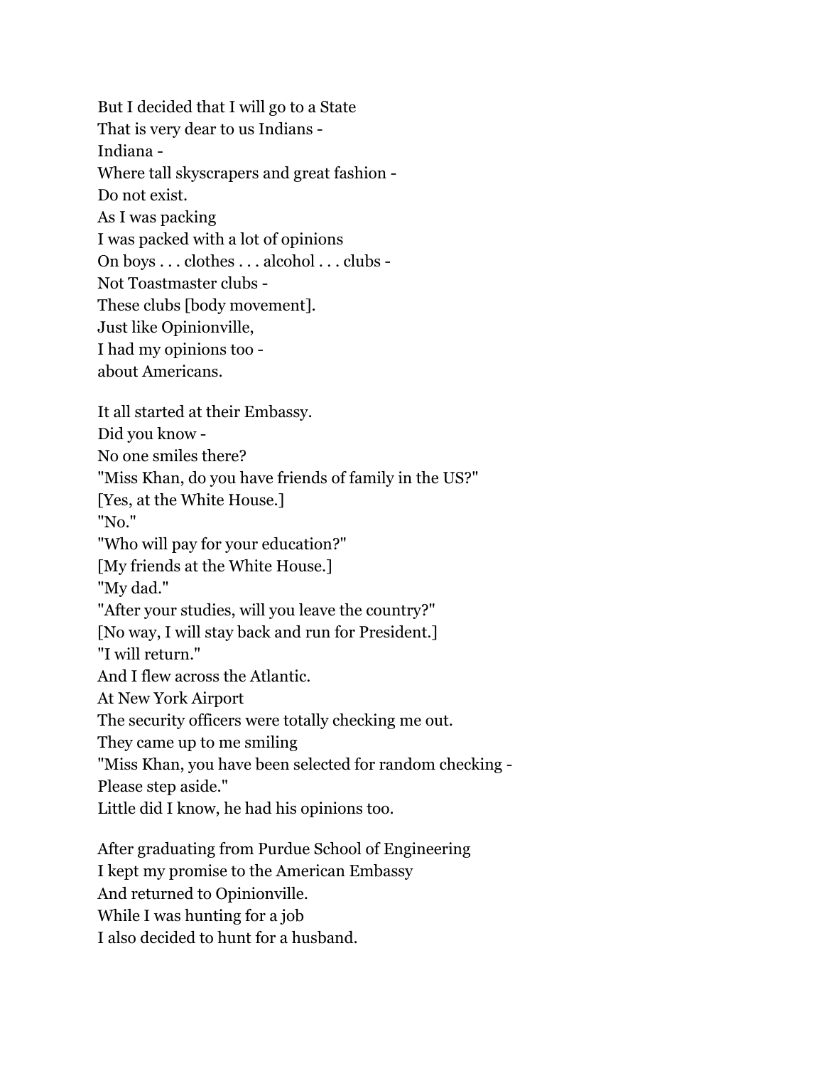But I decided that I will go to a State
That is very dear to us Indians -
Indiana -
Where tall skyscrapers and great fashion -
Do not exist.
As I was packing
I was packed with a lot of opinions
On boys . . . clothes . . . alcohol . . . clubs -
Not Toastmaster clubs -
These clubs [body movement].
Just like Opinionville,
I had my opinions too -
about Americans.

It all started at their Embassy.
Did you know -
No one smiles there?
"Miss Khan, do you have friends of family in the US?"
[Yes, at the White House.]
"No."
"Who will pay for your education?"
[My friends at the White House.]
"My dad."
"After your studies, will you leave the country?"
[No way, I will stay back and run for President.]
"I will return."
And I flew across the Atlantic.
At New York Airport
The security officers were totally checking me out.
They came up to me smiling
"Miss Khan, you have been selected for random checking -
Please step aside."
Little did I know, he had his opinions too.

After graduating from Purdue School of Engineering
I kept my promise to the American Embassy
And returned to Opinionville.
While I was hunting for a job
I also decided to hunt for a husband.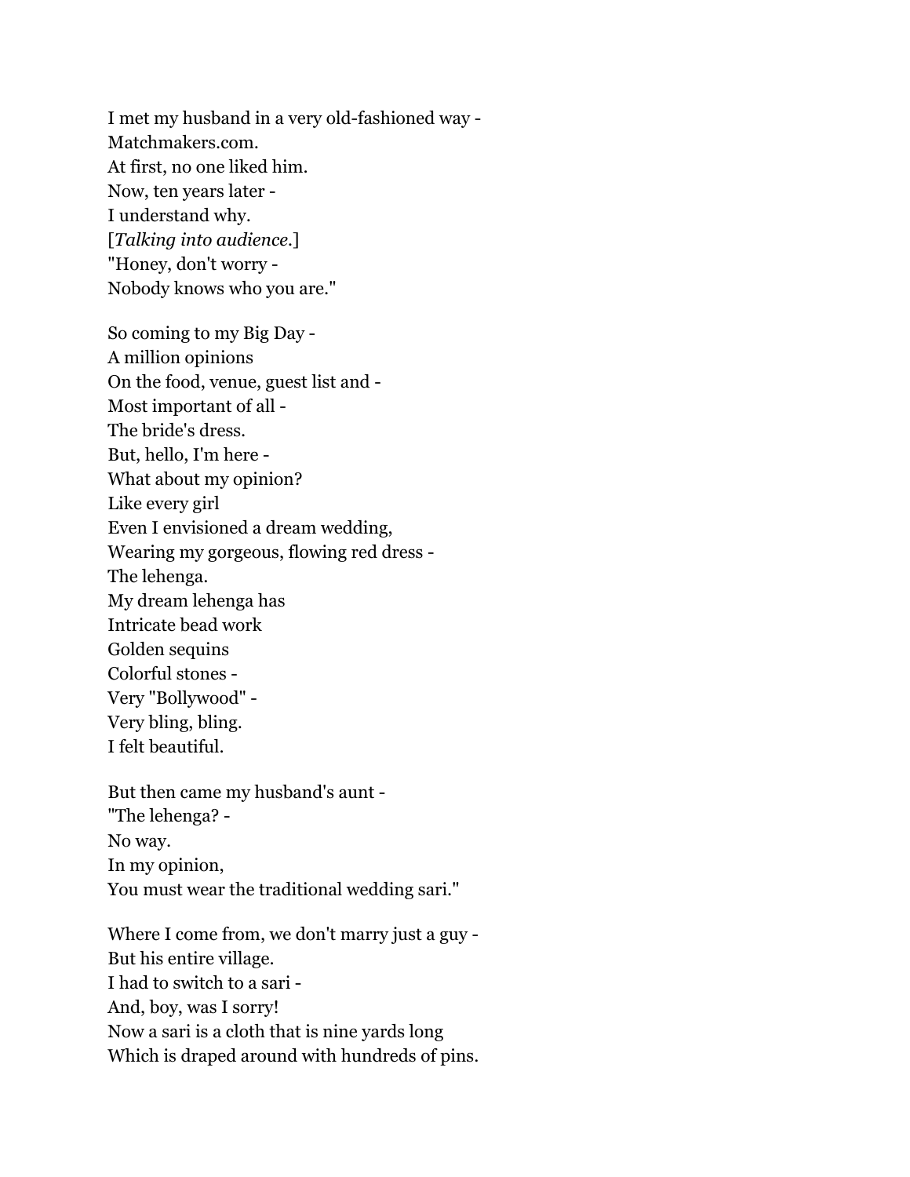I met my husband in a very old-fashioned way -  
Matchmakers.com.  
At first, no one liked him.  
Now, ten years later -  
I understand why.  
[*Talking into audience.*]  
"Honey, don't worry -  
Nobody knows who you are."

So coming to my Big Day -  
A million opinions  
On the food, venue, guest list and -  
Most important of all -  
The bride's dress.  
But, hello, I'm here -  
What about my opinion?  
Like every girl  
Even I envisioned a dream wedding,  
Wearing my gorgeous, flowing red dress -  
The lehenga.  
My dream lehenga has  
Intricate bead work  
Golden sequins  
Colorful stones -  
Very "Bollywood" -  
Very bling, bling.  
I felt beautiful.

But then came my husband's aunt -  
"The lehenga? -  
No way.  
In my opinion,  
You must wear the traditional wedding sari."

Where I come from, we don't marry just a guy -  
But his entire village.  
I had to switch to a sari -  
And, boy, was I sorry!  
Now a sari is a cloth that is nine yards long  
Which is draped around with hundreds of pins.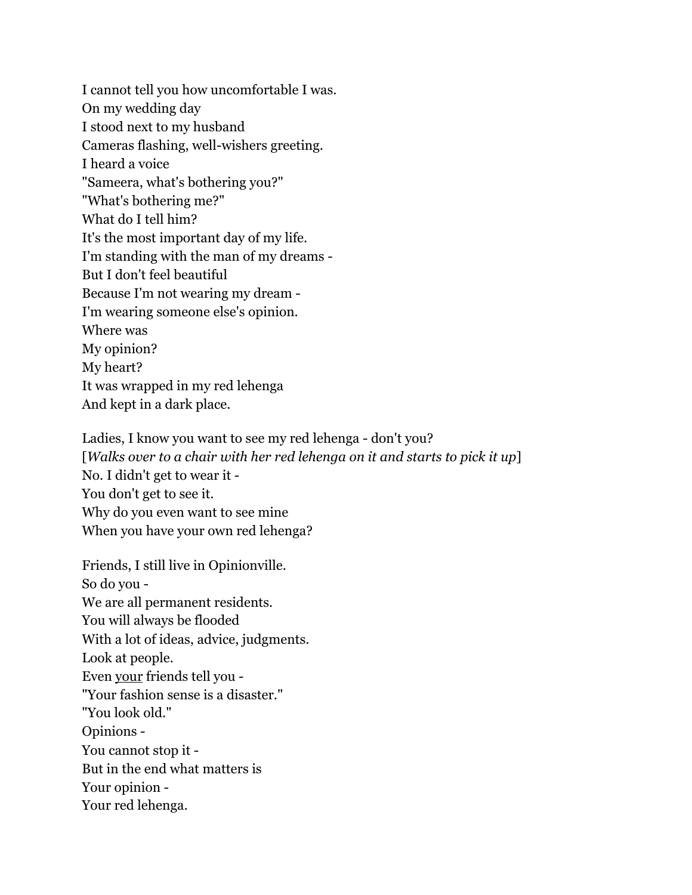I cannot tell you how uncomfortable I was.  
On my wedding day  
I stood next to my husband  
Cameras flashing, well-wishers greeting.  
I heard a voice  
"Sameera, what's bothering you?"  
"What's bothering me?"  
What do I tell him?  
It's the most important day of my life.  
I'm standing with the man of my dreams -  
But I don't feel beautiful  
Because I'm not wearing my dream -  
I'm wearing someone else's opinion.  
Where was  
My opinion?  
My heart?  
It was wrapped in my red lehenga  
And kept in a dark place.

Ladies, I know you want to see my red lehenga - don't you?  
[*Walks over to a chair with her red lehenga on it and starts to pick it up*]  
No. I didn't get to wear it -  
You don't get to see it.  
Why do you even want to see mine  
When you have your own red lehenga?

Friends, I still live in Opinionville.  
So do you -  
We are all permanent residents.  
You will always be flooded  
With a lot of ideas, advice, judgments.  
Look at people.  
Even <u>your</u> friends tell you -  
"Your fashion sense is a disaster."  
"You look old."  
Opinions -  
You cannot stop it -  
But in the end what matters is  
Your opinion -  
Your red lehenga.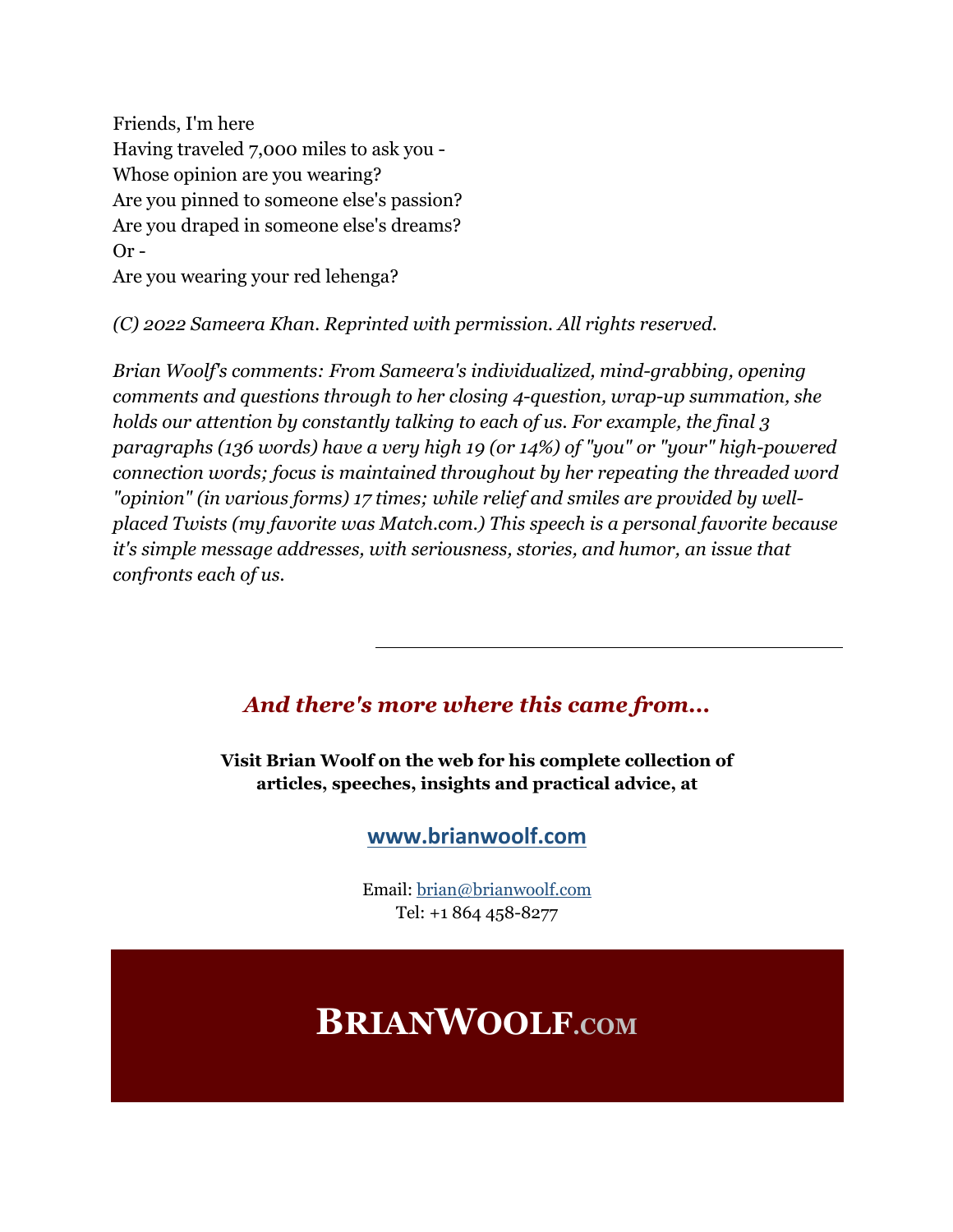Friends, I'm here  
Having traveled 7,000 miles to ask you -  
Whose opinion are you wearing?  
Are you pinned to someone else's passion?  
Are you draped in someone else's dreams?  
Or -  
Are you wearing your red lehenga?

*(C) 2022 Sameera Khan. Reprinted with permission. All rights reserved.*

*Brian Woolf's comments: From Sameera's individualized, mind-grabbing, opening comments and questions through to her closing 4-question, wrap-up summation, she holds our attention by constantly talking to each of us. For example, the final 3 paragraphs (136 words) have a very high 19 (or 14%) of "you" or "your" high-powered connection words; focus is maintained throughout by her repeating the threaded word "opinion" (in various forms) 17 times; while relief and smiles are provided by well-placed Twists (my favorite was Match.com.) This speech is a personal favorite because it's simple message addresses, with seriousness, stories, and humor, an issue that confronts each of us.*

---

## *And there's more where this came from...*

**Visit Brian Woolf on the web for his complete collection of articles, speeches, insights and practical advice, at**

**[www.brianwoolf.com](http://www.brianwoolf.com)**

Email: [brian@brianwoolf.com](mailto:brian@brianwoolf.com)  
Tel: +1 864 458-8277

# BRIANWOOLF.COM